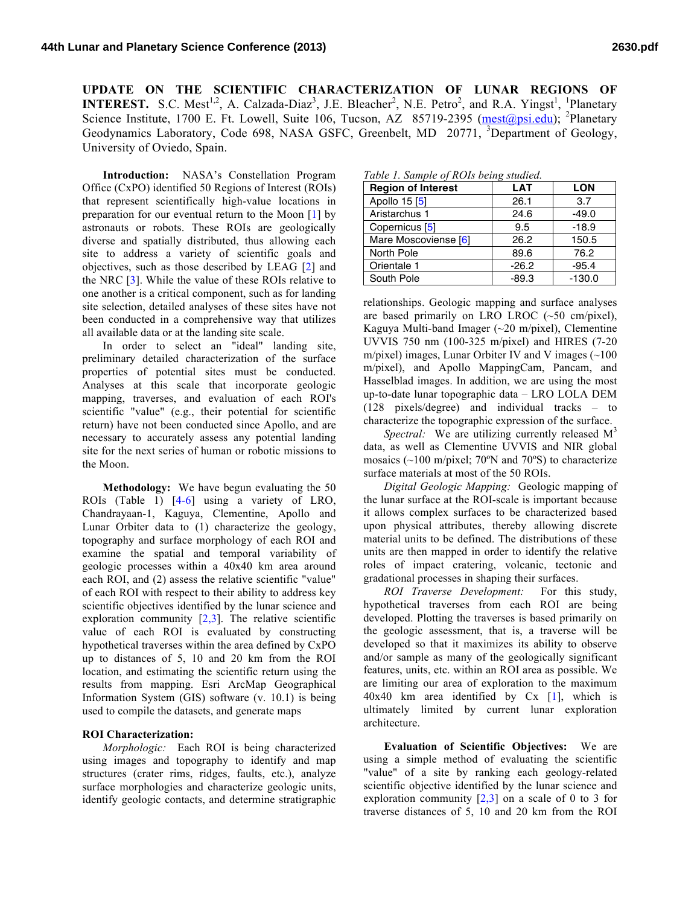# UPDATE ON THE SCIENTIFIC CHARACTERIZATION OF LUNAR REGIONS OF INTEREST.

S.C. Mest[1,2], A. Calzada-Diaz[3], J.E. Bleacher[2], N.E. Petro[2], and R.A. Yingst[1], [1]Planetary Science Institute, 1700 E. Ft. Lowell, Suite 106, Tucson, AZ 85719-2395 (mest@psi.edu); [2]Planetary Geodynamics Laboratory, Code 698, NASA GSFC, Greenbelt, MD 20771, [3]Department of Geology, University of Oviedo, Spain.

**Introduction:** NASA's Constellation Program Office (CxPO) identified 50 Regions of Interest (ROIs) that represent scientifically high-value locations in preparation for our eventual return to the Moon [1] by astronauts or robots. These ROIs are geologically diverse and spatially distributed, thus allowing each site to address a variety of scientific goals and objectives, such as those described by LEAG [2] and the NRC [3]. While the value of these ROIs relative to one another is a critical component, such as for landing site selection, detailed analyses of these sites have not been conducted in a comprehensive way that utilizes all available data or at the landing site scale.

In order to select an "ideal" landing site, preliminary detailed characterization of the surface properties of potential sites must be conducted. Analyses at this scale that incorporate geologic mapping, traverses, and evaluation of each ROI's scientific "value" (e.g., their potential for scientific return) have not been conducted since Apollo, and are necessary to accurately assess any potential landing site for the next series of human or robotic missions to the Moon.

**Methodology:** We have begun evaluating the 50 ROIs (Table 1) [4-6] using a variety of LRO, Chandrayaan-1, Kaguya, Clementine, Apollo and Lunar Orbiter data to (1) characterize the geology, topography and surface morphology of each ROI and examine the spatial and temporal variability of geologic processes within a 40x40 km area around each ROI, and (2) assess the relative scientific "value" of each ROI with respect to their ability to address key scientific objectives identified by the lunar science and exploration community [2,3]. The relative scientific value of each ROI is evaluated by constructing hypothetical traverses within the area defined by CxPO up to distances of 5, 10 and 20 km from the ROI location, and estimating the scientific return using the results from mapping. Esri ArcMap Geographical Information System (GIS) software (v. 10.1) is being used to compile the datasets, and generate maps

*Table 1. Sample of ROIs being studied.*

| Region of Interest | LAT | LON |
|---|---|---|
| Apollo 15 [5] | 26.1 | 3.7 |
| Aristarchus 1 | 24.6 | -49.0 |
| Copernicus [5] | 9.5 | -18.9 |
| Mare Moscoviense [6] | 26.2 | 150.5 |
| North Pole | 89.6 | 76.2 |
| Orientale 1 | -26.2 | -95.4 |
| South Pole | -89.3 | -130.0 |

**ROI Characterization:**

*Morphologic:* Each ROI is being characterized using images and topography to identify and map structures (crater rims, ridges, faults, etc.), analyze surface morphologies and characterize geologic units, identify geologic contacts, and determine stratigraphic relationships. Geologic mapping and surface analyses are based primarily on LRO LROC (~50 cm/pixel), Kaguya Multi-band Imager (~20 m/pixel), Clementine UVVIS 750 nm (100-325 m/pixel) and HIRES (7-20 m/pixel) images, Lunar Orbiter IV and V images (~100 m/pixel), and Apollo MappingCam, Pancam, and Hasselblad images. In addition, we are using the most up-to-date lunar topographic data – LRO LOLA DEM (128 pixels/degree) and individual tracks – to characterize the topographic expression of the surface.

*Spectral:* We are utilizing currently released $M^3$ data, as well as Clementine UVVIS and NIR global mosaics (~100 m/pixel; 70ºN and 70ºS) to characterize surface materials at most of the 50 ROIs.

*Digital Geologic Mapping:* Geologic mapping of the lunar surface at the ROI-scale is important because it allows complex surfaces to be characterized based upon physical attributes, thereby allowing discrete material units to be defined. The distributions of these units are then mapped in order to identify the relative roles of impact cratering, volcanic, tectonic and gradational processes in shaping their surfaces.

*ROI Traverse Development:* For this study, hypothetical traverses from each ROI are being developed. Plotting the traverses is based primarily on the geologic assessment, that is, a traverse will be developed so that it maximizes its ability to observe and/or sample as many of the geologically significant features, units, etc. within an ROI area as possible. We are limiting our area of exploration to the maximum 40x40 km area identified by Cx [1], which is ultimately limited by current lunar exploration architecture.

**Evaluation of Scientific Objectives:** We are using a simple method of evaluating the scientific "value" of a site by ranking each geology-related scientific objective identified by the lunar science and exploration community [2,3] on a scale of 0 to 3 for traverse distances of 5, 10 and 20 km from the ROI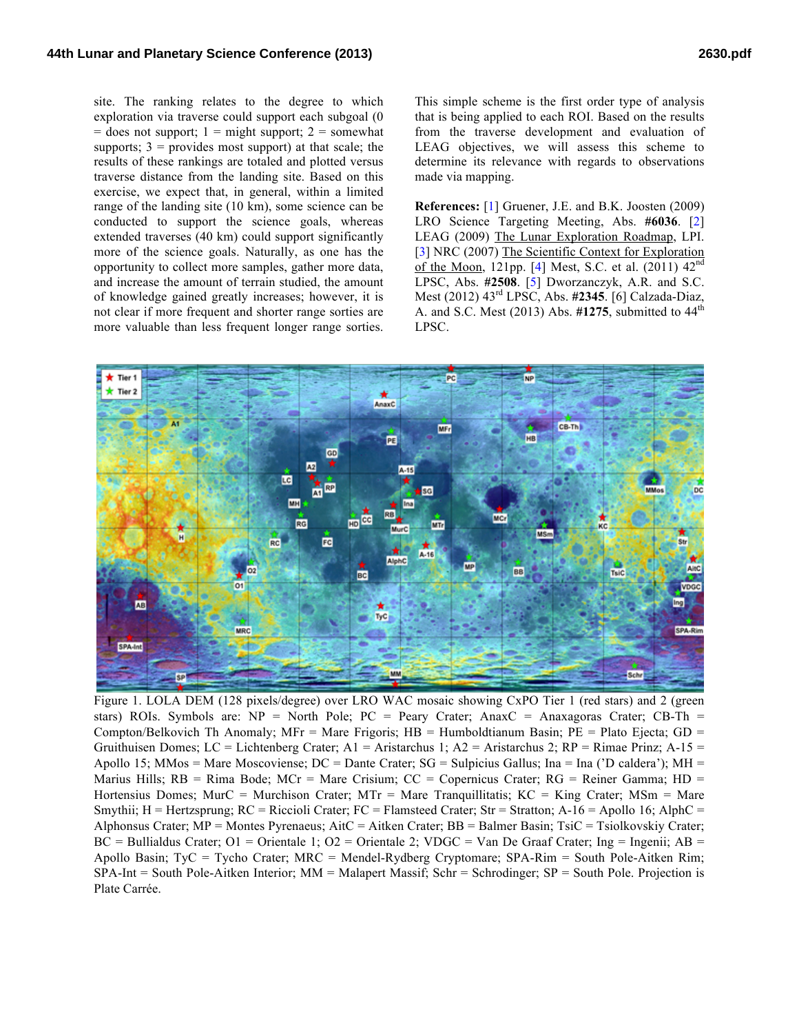site. The ranking relates to the degree to which exploration via traverse could support each subgoal (0 = does not support; 1 = might support; 2 = somewhat supports; 3 = provides most support) at that scale; the results of these rankings are totaled and plotted versus traverse distance from the landing site. Based on this exercise, we expect that, in general, within a limited range of the landing site (10 km), some science can be conducted to support the science goals, whereas extended traverses (40 km) could support significantly more of the science goals. Naturally, as one has the opportunity to collect more samples, gather more data, and increase the amount of terrain studied, the amount of knowledge gained greatly increases; however, it is not clear if more frequent and shorter range sorties are more valuable than less frequent longer range sorties.

This simple scheme is the first order type of analysis that is being applied to each ROI. Based on the results from the traverse development and evaluation of LEAG objectives, we will assess this scheme to determine its relevance with regards to observations made via mapping.

**References:** [1] Gruener, J.E. and B.K. Joosten (2009) LRO Science Targeting Meeting, Abs. **#6036**. [2] LEAG (2009) The Lunar Exploration Roadmap, LPI. [3] NRC (2007) The Scientific Context for Exploration of the Moon, 121pp. [4] Mest, S.C. et al. (2011) 42nd LPSC, Abs. **#2508**. [5] Dworzanczyk, A.R. and S.C. Mest (2012) 43rd LPSC, Abs. **#2345**. [6] Calzada-Diaz, A. and S.C. Mest (2013) Abs. **#1275**, submitted to 44th LPSC.

Tier 1
Tier 2
PC NP AnaxC A1 PE MFr CB-Th HB GD A2 A-15 LC RP SG MMos DC A1 Ina MH HD CC RB MCr RG MurC MTr MSm KC H RC FC Str A-16 AlphC MP O2 BB TsiC AitC O1 BC VDGC AB Ing TyC MRC SPA-Rim SPA-Int MM Schr SP

Figure 1. LOLA DEM (128 pixels/degree) over LRO WAC mosaic showing CxPO Tier 1 (red stars) and 2 (green stars) ROIs. Symbols are: NP = North Pole; PC = Peary Crater; AnaxC = Anaxagoras Crater; CB-Th = Compton/Belkovich Th Anomaly; MFr = Mare Frigoris; HB = Humboldtianum Basin; PE = Plato Ejecta; GD = Gruithuisen Domes; LC = Lichtenberg Crater; A1 = Aristarchus 1; A2 = Aristarchus 2; RP = Rimae Prinz; A-15 = Apollo 15; MMos = Mare Moscoviense; DC = Dante Crater; SG = Sulpicius Gallus; Ina = Ina ('D caldera'); MH = Marius Hills; RB = Rima Bode; MCr = Mare Crisium; CC = Copernicus Crater; RG = Reiner Gamma; HD = Hortensius Domes; MurC = Murchison Crater; MTr = Mare Tranquillitatis; KC = King Crater; MSm = Mare Smythii; H = Hertzsprung; RC = Riccioli Crater; FC = Flamsteed Crater; Str = Stratton; A-16 = Apollo 16; AlphC = Alphonsus Crater; MP = Montes Pyrenaeus; AitC = Aitken Crater; BB = Balmer Basin; TsiC = Tsiolkovskiy Crater; BC = Bullialdus Crater; O1 = Orientale 1; O2 = Orientale 2; VDGC = Van De Graaf Crater; Ing = Ingenii; AB = Apollo Basin; TyC = Tycho Crater; MRC = Mendel-Rydberg Cryptomare; SPA-Rim = South Pole-Aitken Rim; SPA-Int = South Pole-Aitken Interior; MM = Malapert Massif; Schr = Schrodinger; SP = South Pole. Projection is Plate Carrée.